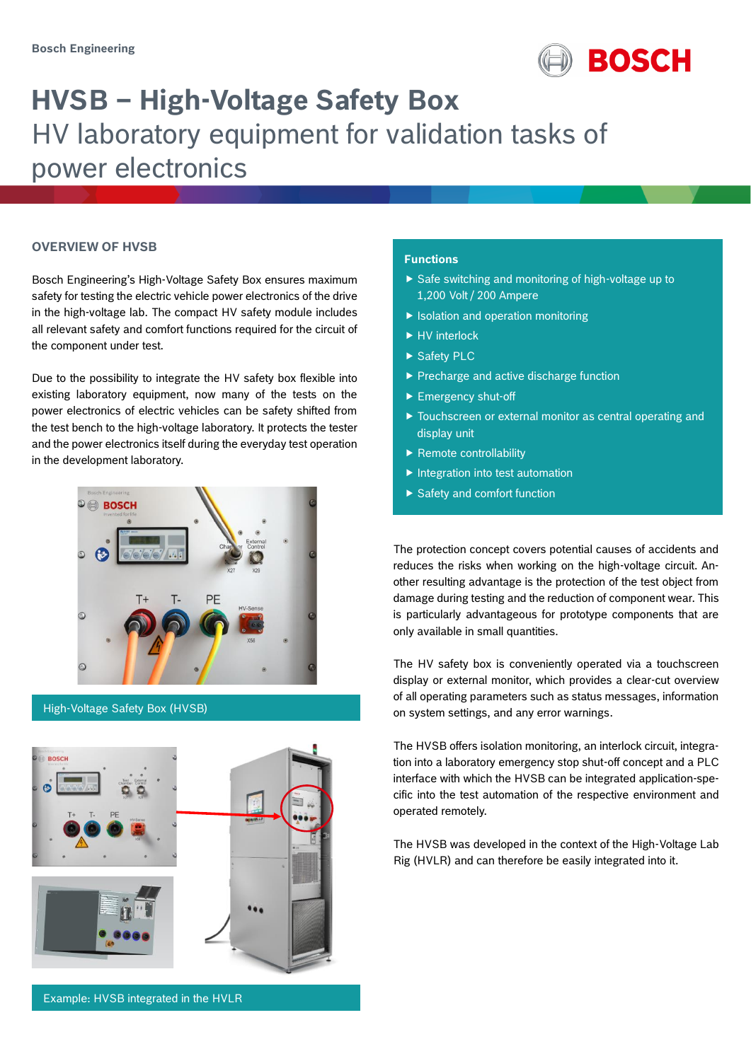Bosch Engineering

# HVSB – High-Voltage Safety Box

## HV laboratory equipment for validation tasks of power electronics

### OVERVIEW OF HVSB

Bosch Engineering's High-Voltage Safety Box ensures maximum safety for testing the electric vehicle power electronics of the drive in the high-voltage lab. The compact HV safety module includes all relevant safety and comfort functions required for the circuit of the component under test.

Due to the possibility to integrate the HV safety box flexible into existing laboratory equipment, now many of the tests on the power electronics of electric vehicles can be safety shifted from the test bench to the high-voltage laboratory. It protects the tester and the power electronics itself during the everyday test operation in the development laboratory.

High-Voltage Safety Box (HVSB)

Example: HVSB integrated in the HVLR

### Functions

- Safe switching and monitoring of high-voltage up to 1,200 Volt / 200 Ampere
- Isolation and operation monitoring
- HV interlock
- Safety PLC
- Precharge and active discharge function
- Emergency shut-off
- Touchscreen or external monitor as central operating and display unit
- Remote controllability
- Integration into test automation
- Safety and comfort function

The protection concept covers potential causes of accidents and reduces the risks when working on the high-voltage circuit. Another resulting advantage is the protection of the test object from damage during testing and the reduction of component wear. This is particularly advantageous for prototype components that are only available in small quantities.

The HV safety box is conveniently operated via a touchscreen display or external monitor, which provides a clear-cut overview of all operating parameters such as status messages, information on system settings, and any error warnings.

The HVSB offers isolation monitoring, an interlock circuit, integration into a laboratory emergency stop shut-off concept and a PLC interface with which the HVSB can be integrated application-specific into the test automation of the respective environment and operated remotely.

The HVSB was developed in the context of the High-Voltage Lab Rig (HVLR) and can therefore be easily integrated into it.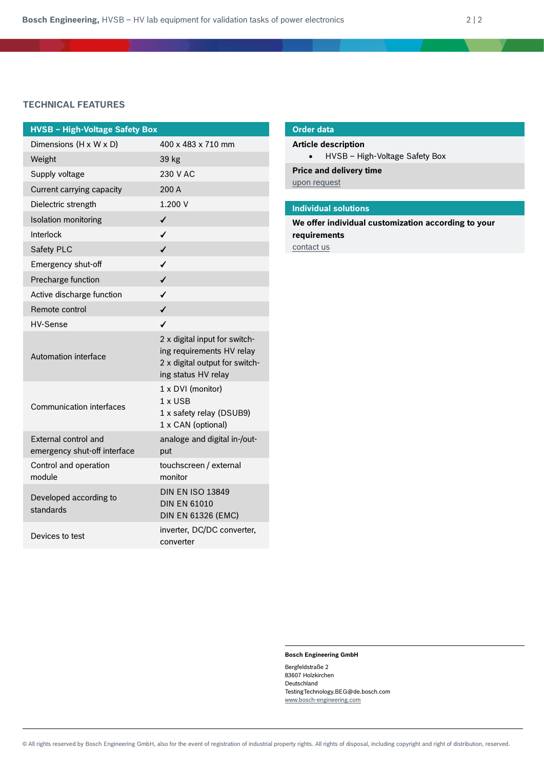## TECHNICAL FEATURES

| HVSB – High-Voltage Safety Box | |
|---|---|
| Dimensions (H x W x D) | 400 x 483 x 710 mm |
| Weight | 39 kg |
| Supply voltage | 230 V AC |
| Current carrying capacity | 200 A |
| Dielectric strength | 1.200 V |
| Isolation monitoring | ✓ |
| Interlock | ✓ |
| Safety PLC | ✓ |
| Emergency shut-off | ✓ |
| Precharge function | ✓ |
| Active discharge function | ✓ |
| Remote control | ✓ |
| HV-Sense | ✓ |
| Automation interface | 2 x digital input for switching requirements HV relay<br>2 x digital output for switching status HV relay |
| Communication interfaces | 1 x DVI (monitor)<br>1 x USB<br>1 x safety relay (DSUB9)<br>1 x CAN (optional) |
| External control and emergency shut-off interface | analoge and digital in-/output |
| Control and operation module | touchscreen / external monitor |
| Developed according to standards | DIN EN ISO 13849<br>DIN EN 61010<br>DIN EN 61326 (EMC) |
| Devices to test | inverter, DC/DC converter, converter |

### Order data

**Article description**

- HVSB – High-Voltage Safety Box

**Price and delivery time**

upon request

### Individual solutions

**We offer individual customization according to your requirements**

contact us

**Bosch Engineering GmbH**

Bergfeldstraße 2
83607 Holzkirchen
Deutschland
TestingTechnology.BEG@de.bosch.com
www.bosch-engineering.com

© All rights reserved by Bosch Engineering GmbH, also for the event of registration of industrial property rights. All rights of disposal, including copyright and right of distribution, reserved.